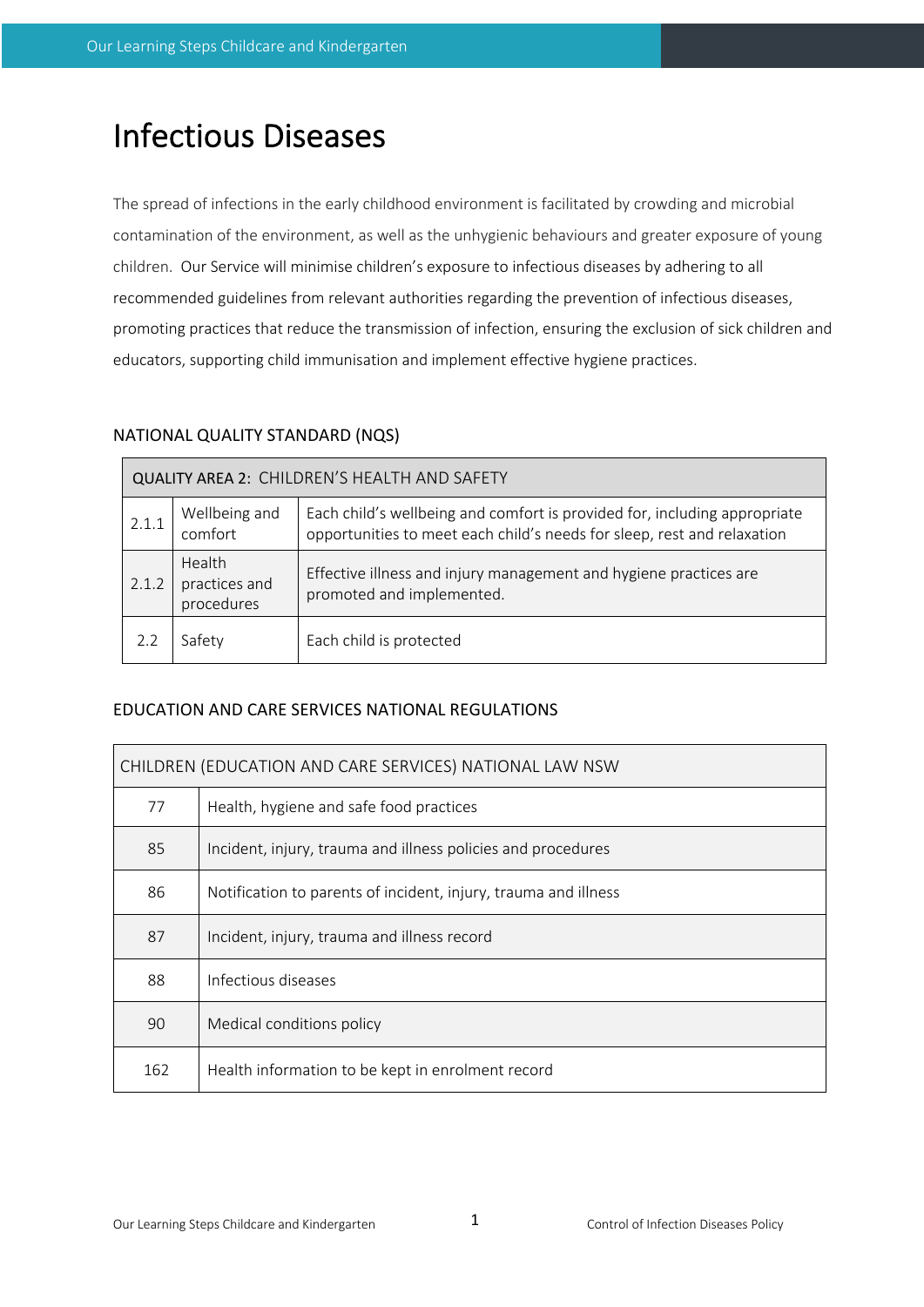# Infectious Diseases

The spread of infections in the early childhood environment is facilitated by crowding and microbial contamination of the environment, as well as the unhygienic behaviours and greater exposure of young children. Our Service will minimise children's exposure to infectious diseases by adhering to all recommended guidelines from relevant authorities regarding the prevention of infectious diseases, promoting practices that reduce the transmission of infection, ensuring the exclusion of sick children and educators, supporting child immunisation and implement effective hygiene practices.

## NATIONAL QUALITY STANDARD (NQS)

| QUALITY AREA 2: CHILDREN'S HEALTH AND SAFETY | | |
|---|---|---|
| 2.1.1 | Wellbeing and comfort | Each child's wellbeing and comfort is provided for, including appropriate opportunities to meet each child's needs for sleep, rest and relaxation |
| 2.1.2 | Health practices and procedures | Effective illness and injury management and hygiene practices are promoted and implemented. |
| 2.2 | Safety | Each child is protected |

## EDUCATION AND CARE SERVICES NATIONAL REGULATIONS

| CHILDREN (EDUCATION AND CARE SERVICES) NATIONAL LAW NSW | |
|---|---|
| 77 | Health, hygiene and safe food practices |
| 85 | Incident, injury, trauma and illness policies and procedures |
| 86 | Notification to parents of incident, injury, trauma and illness |
| 87 | Incident, injury, trauma and illness record |
| 88 | Infectious diseases |
| 90 | Medical conditions policy |
| 162 | Health information to be kept in enrolment record |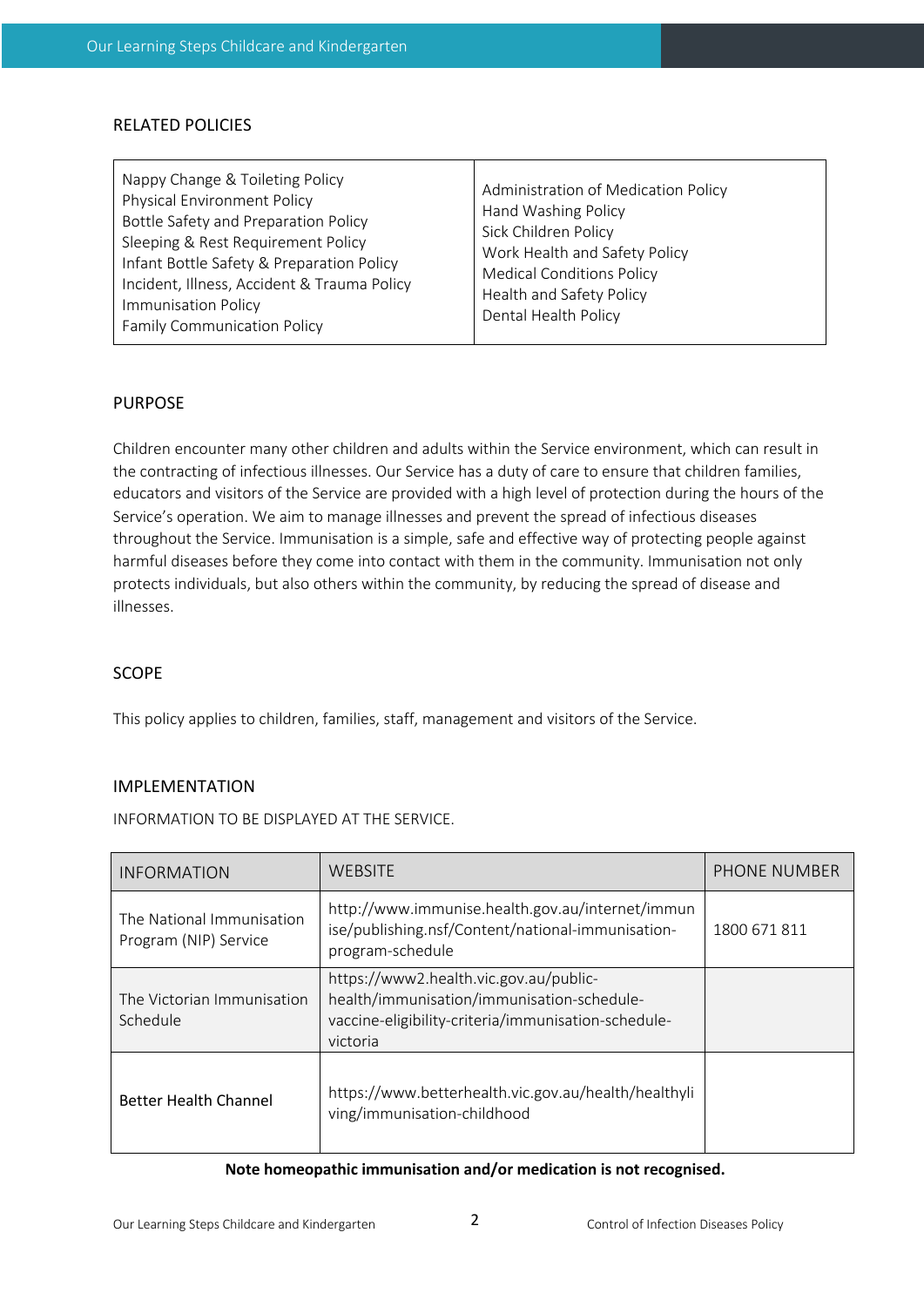## RELATED POLICIES

| | |
|---|---|
| Nappy Change & Toileting Policy<br>Physical Environment Policy<br>Bottle Safety and Preparation Policy<br>Sleeping & Rest Requirement Policy<br>Infant Bottle Safety & Preparation Policy<br>Incident, Illness, Accident & Trauma Policy<br>Immunisation Policy<br>Family Communication Policy | Administration of Medication Policy<br>Hand Washing Policy<br>Sick Children Policy<br>Work Health and Safety Policy<br>Medical Conditions Policy<br>Health and Safety Policy<br>Dental Health Policy |

## PURPOSE

Children encounter many other children and adults within the Service environment, which can result in the contracting of infectious illnesses. Our Service has a duty of care to ensure that children families, educators and visitors of the Service are provided with a high level of protection during the hours of the Service's operation. We aim to manage illnesses and prevent the spread of infectious diseases throughout the Service. Immunisation is a simple, safe and effective way of protecting people against harmful diseases before they come into contact with them in the community. Immunisation not only protects individuals, but also others within the community, by reducing the spread of disease and illnesses.

## SCOPE

This policy applies to children, families, staff, management and visitors of the Service.

## IMPLEMENTATION

INFORMATION TO BE DISPLAYED AT THE SERVICE.

| INFORMATION | WEBSITE | PHONE NUMBER |
|---|---|---|
| The National Immunisation Program (NIP) Service | http://www.immunise.health.gov.au/internet/immunise/publishing.nsf/Content/national-immunisation-program-schedule | 1800 671 811 |
| The Victorian Immunisation Schedule | https://www2.health.vic.gov.au/public-health/immunisation/immunisation-schedule-vaccine-eligibility-criteria/immunisation-schedule-victoria | |
| Better Health Channel | https://www.betterhealth.vic.gov.au/health/healthyliving/immunisation-childhood | |

**Note homeopathic immunisation and/or medication is not recognised.**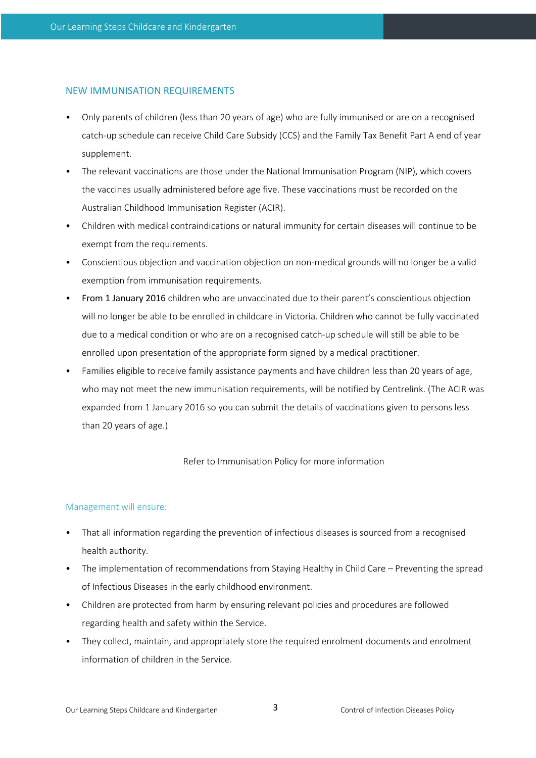## NEW IMMUNISATION REQUIREMENTS

- Only parents of children (less than 20 years of age) who are fully immunised or are on a recognised catch-up schedule can receive Child Care Subsidy (CCS) and the Family Tax Benefit Part A end of year supplement.
- The relevant vaccinations are those under the National Immunisation Program (NIP), which covers the vaccines usually administered before age five. These vaccinations must be recorded on the Australian Childhood Immunisation Register (ACIR).
- Children with medical contraindications or natural immunity for certain diseases will continue to be exempt from the requirements.
- Conscientious objection and vaccination objection on non-medical grounds will no longer be a valid exemption from immunisation requirements.
- From 1 January 2016 children who are unvaccinated due to their parent's conscientious objection will no longer be able to be enrolled in childcare in Victoria. Children who cannot be fully vaccinated due to a medical condition or who are on a recognised catch-up schedule will still be able to be enrolled upon presentation of the appropriate form signed by a medical practitioner.
- Families eligible to receive family assistance payments and have children less than 20 years of age, who may not meet the new immunisation requirements, will be notified by Centrelink. (The ACIR was expanded from 1 January 2016 so you can submit the details of vaccinations given to persons less than 20 years of age.)

Refer to Immunisation Policy for more information

### Management will ensure:

- That all information regarding the prevention of infectious diseases is sourced from a recognised health authority.
- The implementation of recommendations from Staying Healthy in Child Care – Preventing the spread of Infectious Diseases in the early childhood environment.
- Children are protected from harm by ensuring relevant policies and procedures are followed regarding health and safety within the Service.
- They collect, maintain, and appropriately store the required enrolment documents and enrolment information of children in the Service.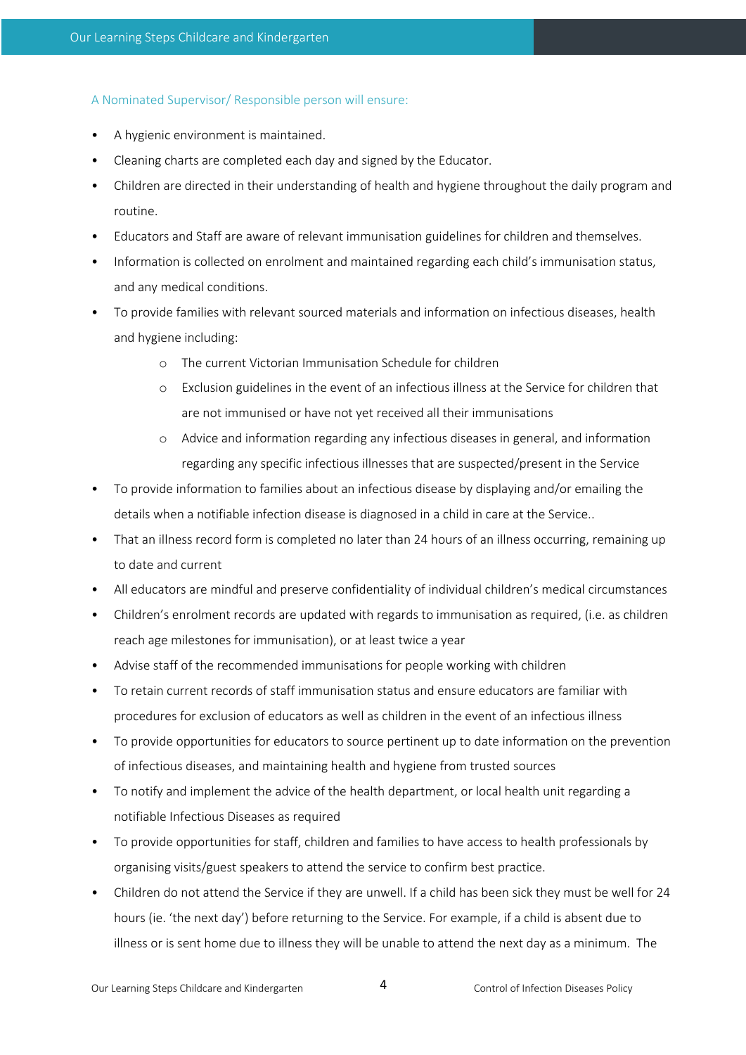A Nominated Supervisor/ Responsible person will ensure:

- A hygienic environment is maintained.
- Cleaning charts are completed each day and signed by the Educator.
- Children are directed in their understanding of health and hygiene throughout the daily program and routine.
- Educators and Staff are aware of relevant immunisation guidelines for children and themselves.
- Information is collected on enrolment and maintained regarding each child's immunisation status, and any medical conditions.
- To provide families with relevant sourced materials and information on infectious diseases, health and hygiene including:
    - The current Victorian Immunisation Schedule for children
    - Exclusion guidelines in the event of an infectious illness at the Service for children that are not immunised or have not yet received all their immunisations
    - Advice and information regarding any infectious diseases in general, and information regarding any specific infectious illnesses that are suspected/present in the Service
- To provide information to families about an infectious disease by displaying and/or emailing the details when a notifiable infection disease is diagnosed in a child in care at the Service..
- That an illness record form is completed no later than 24 hours of an illness occurring, remaining up to date and current
- All educators are mindful and preserve confidentiality of individual children's medical circumstances
- Children's enrolment records are updated with regards to immunisation as required, (i.e. as children reach age milestones for immunisation), or at least twice a year
- Advise staff of the recommended immunisations for people working with children
- To retain current records of staff immunisation status and ensure educators are familiar with procedures for exclusion of educators as well as children in the event of an infectious illness
- To provide opportunities for educators to source pertinent up to date information on the prevention of infectious diseases, and maintaining health and hygiene from trusted sources
- To notify and implement the advice of the health department, or local health unit regarding a notifiable Infectious Diseases as required
- To provide opportunities for staff, children and families to have access to health professionals by organising visits/guest speakers to attend the service to confirm best practice.
- Children do not attend the Service if they are unwell. If a child has been sick they must be well for 24 hours (ie. 'the next day') before returning to the Service. For example, if a child is absent due to illness or is sent home due to illness they will be unable to attend the next day as a minimum. The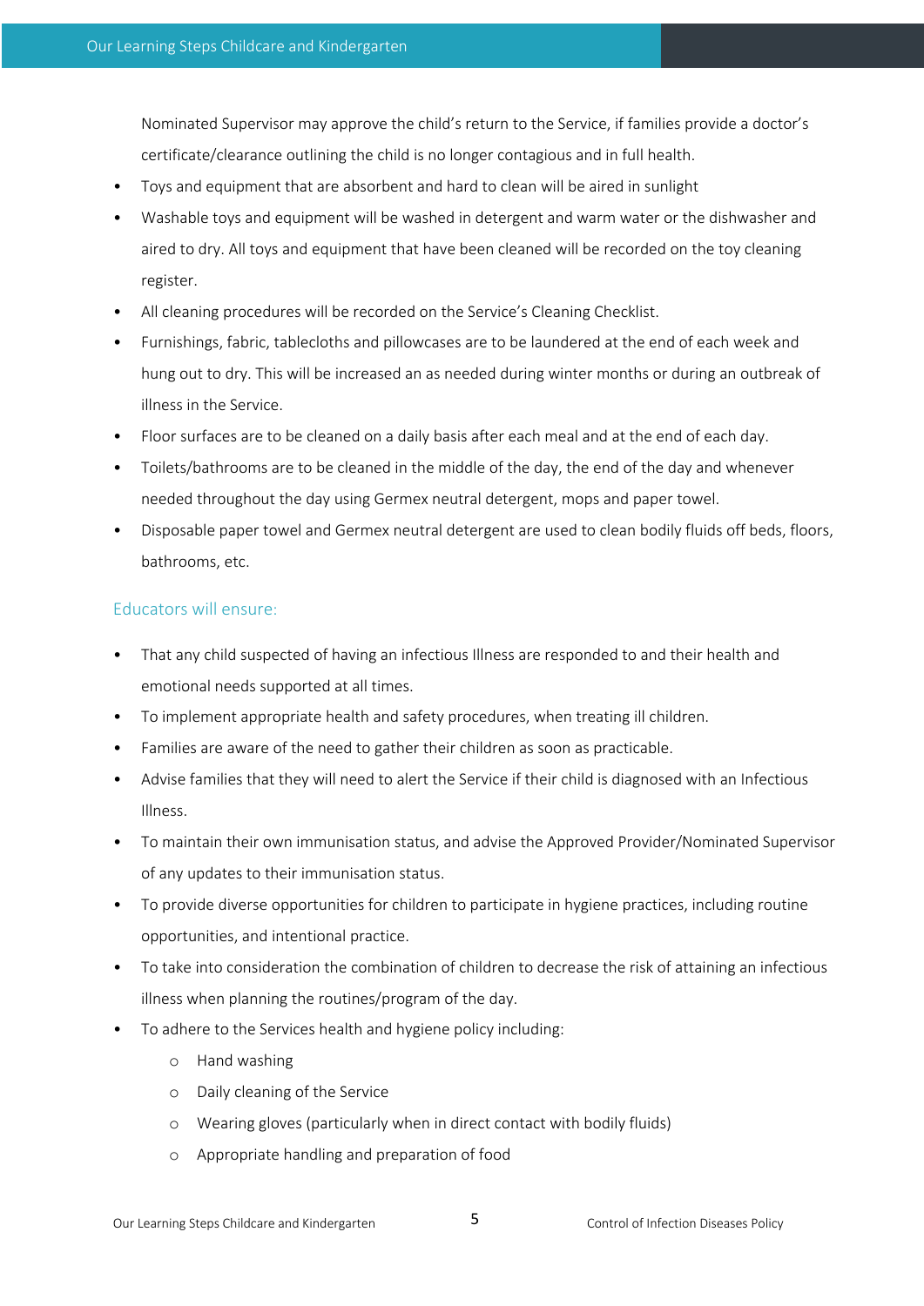Nominated Supervisor may approve the child's return to the Service, if families provide a doctor's certificate/clearance outlining the child is no longer contagious and in full health.

- Toys and equipment that are absorbent and hard to clean will be aired in sunlight
- Washable toys and equipment will be washed in detergent and warm water or the dishwasher and aired to dry. All toys and equipment that have been cleaned will be recorded on the toy cleaning register.
- All cleaning procedures will be recorded on the Service's Cleaning Checklist.
- Furnishings, fabric, tablecloths and pillowcases are to be laundered at the end of each week and hung out to dry. This will be increased an as needed during winter months or during an outbreak of illness in the Service.
- Floor surfaces are to be cleaned on a daily basis after each meal and at the end of each day.
- Toilets/bathrooms are to be cleaned in the middle of the day, the end of the day and whenever needed throughout the day using Germex neutral detergent, mops and paper towel.
- Disposable paper towel and Germex neutral detergent are used to clean bodily fluids off beds, floors, bathrooms, etc.

### Educators will ensure:

- That any child suspected of having an infectious Illness are responded to and their health and emotional needs supported at all times.
- To implement appropriate health and safety procedures, when treating ill children.
- Families are aware of the need to gather their children as soon as practicable.
- Advise families that they will need to alert the Service if their child is diagnosed with an Infectious Illness.
- To maintain their own immunisation status, and advise the Approved Provider/Nominated Supervisor of any updates to their immunisation status.
- To provide diverse opportunities for children to participate in hygiene practices, including routine opportunities, and intentional practice.
- To take into consideration the combination of children to decrease the risk of attaining an infectious illness when planning the routines/program of the day.
- To adhere to the Services health and hygiene policy including:
    - Hand washing
    - Daily cleaning of the Service
    - Wearing gloves (particularly when in direct contact with bodily fluids)
    - Appropriate handling and preparation of food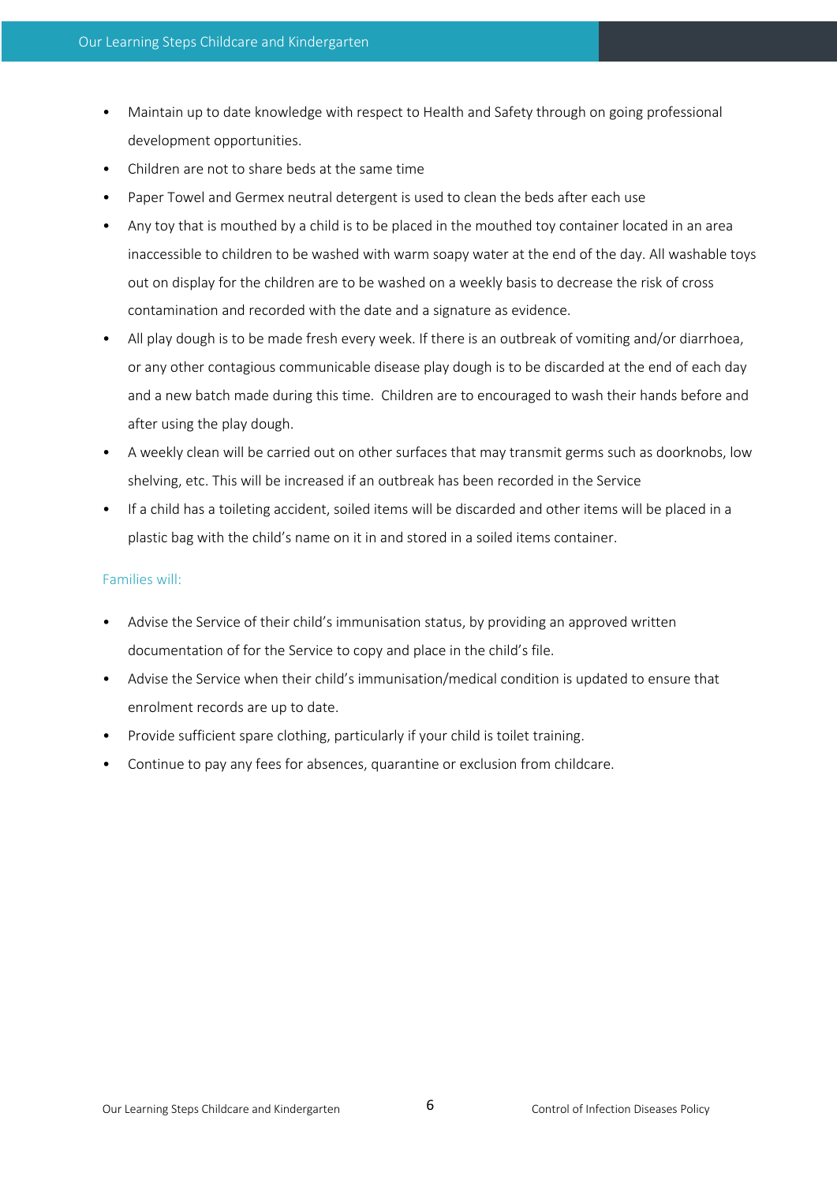- Maintain up to date knowledge with respect to Health and Safety through on going professional development opportunities.
- Children are not to share beds at the same time
- Paper Towel and Germex neutral detergent is used to clean the beds after each use
- Any toy that is mouthed by a child is to be placed in the mouthed toy container located in an area inaccessible to children to be washed with warm soapy water at the end of the day. All washable toys out on display for the children are to be washed on a weekly basis to decrease the risk of cross contamination and recorded with the date and a signature as evidence.
- All play dough is to be made fresh every week. If there is an outbreak of vomiting and/or diarrhoea, or any other contagious communicable disease play dough is to be discarded at the end of each day and a new batch made during this time.  Children are to encouraged to wash their hands before and after using the play dough.
- A weekly clean will be carried out on other surfaces that may transmit germs such as doorknobs, low shelving, etc. This will be increased if an outbreak has been recorded in the Service
- If a child has a toileting accident, soiled items will be discarded and other items will be placed in a plastic bag with the child's name on it in and stored in a soiled items container.

### Families will:

- Advise the Service of their child's immunisation status, by providing an approved written documentation of for the Service to copy and place in the child's file.
- Advise the Service when their child's immunisation/medical condition is updated to ensure that enrolment records are up to date.
- Provide sufficient spare clothing, particularly if your child is toilet training.
- Continue to pay any fees for absences, quarantine or exclusion from childcare.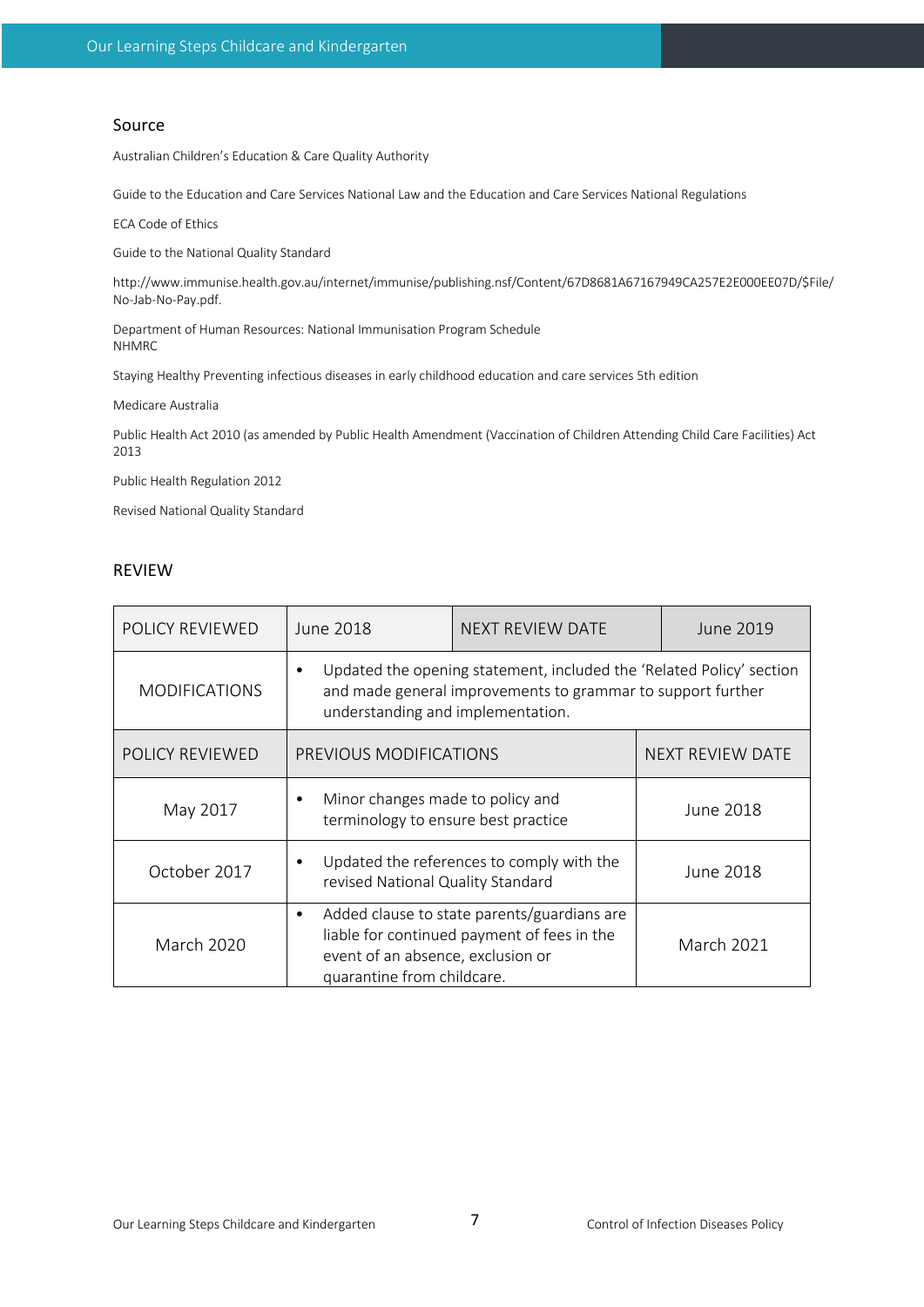## Source

Australian Children's Education & Care Quality Authority

Guide to the Education and Care Services National Law and the Education and Care Services National Regulations

ECA Code of Ethics

Guide to the National Quality Standard

http://www.immunise.health.gov.au/internet/immunise/publishing.nsf/Content/67D8681A67167949CA257E2E000EE07D/$File/No-Jab-No-Pay.pdf.

Department of Human Resources: National Immunisation Program Schedule
NHMRC

Staying Healthy Preventing infectious diseases in early childhood education and care services 5th edition

Medicare Australia

Public Health Act 2010 (as amended by Public Health Amendment (Vaccination of Children Attending Child Care Facilities) Act 2013

Public Health Regulation 2012

Revised National Quality Standard

## REVIEW

| | | | |
|---|---|---|---|
| POLICY REVIEWED | June 2018 | NEXT REVIEW DATE | June 2019 |
| MODIFICATIONS | • Updated the opening statement, included the 'Related Policy' section and made general improvements to grammar to support further understanding and implementation. | | |
| POLICY REVIEWED | PREVIOUS MODIFICATIONS | | NEXT REVIEW DATE |
| May 2017 | • Minor changes made to policy and terminology to ensure best practice | | June 2018 |
| October 2017 | • Updated the references to comply with the revised National Quality Standard | | June 2018 |
| March 2020 | • Added clause to state parents/guardians are liable for continued payment of fees in the event of an absence, exclusion or quarantine from childcare. | | March 2021 |